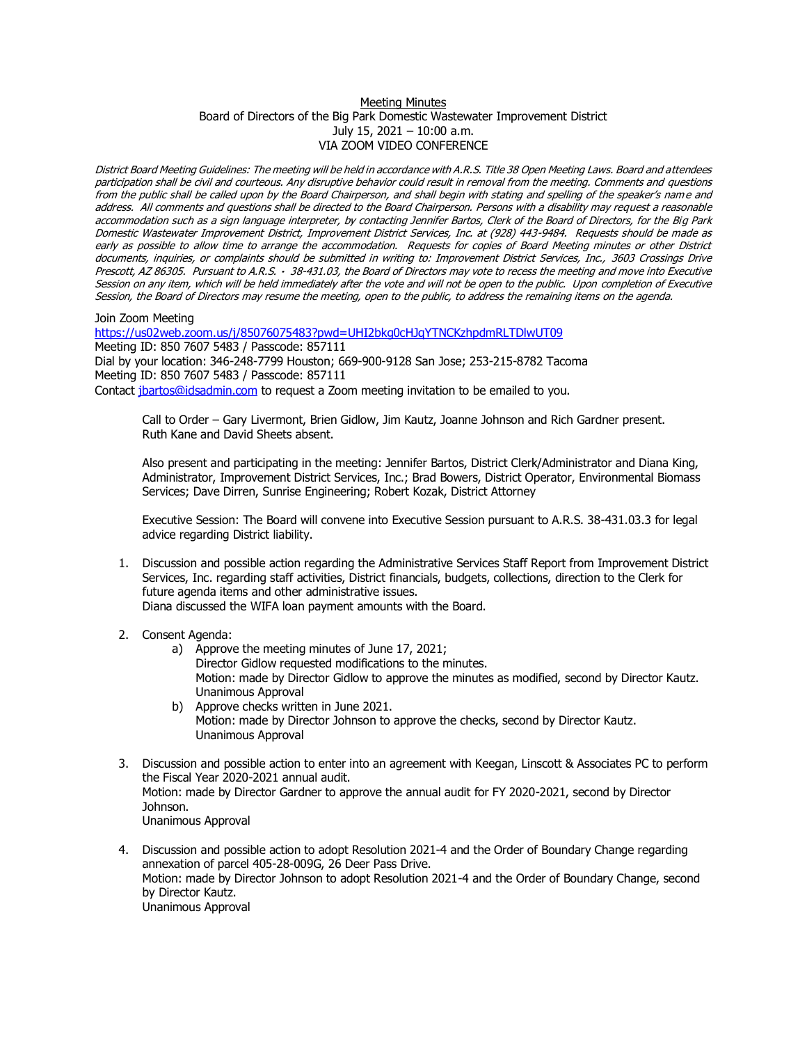<u>Meeting Minutes</u>

Board of Directors of the Big Park Domestic Wastewater Improvement District

July 15, 2021 – 10:00 a.m.

VIA ZOOM VIDEO CONFERENCE

*District Board Meeting Guidelines: The meeting will be held in accordance with A.R.S. Title 38 Open Meeting Laws. Board and attendees participation shall be civil and courteous. Any disruptive behavior could result in removal from the meeting. Comments and questions from the public shall be called upon by the Board Chairperson, and shall begin with stating and spelling of the speaker's name and address. All comments and questions shall be directed to the Board Chairperson. Persons with a disability may request a reasonable accommodation such as a sign language interpreter, by contacting Jennifer Bartos, Clerk of the Board of Directors, for the Big Park Domestic Wastewater Improvement District, Improvement District Services, Inc. at (928) 443-9484. Requests should be made as early as possible to allow time to arrange the accommodation. Requests for copies of Board Meeting minutes or other District documents, inquiries, or complaints should be submitted in writing to: Improvement District Services, Inc., 3603 Crossings Drive Prescott, AZ 86305. Pursuant to A.R.S. · 38-431.03, the Board of Directors may vote to recess the meeting and move into Executive Session on any item, which will be held immediately after the vote and will not be open to the public. Upon completion of Executive Session, the Board of Directors may resume the meeting, open to the public, to address the remaining items on the agenda.*

Join Zoom Meeting
https://us02web.zoom.us/j/85076075483?pwd=UHI2bkg0cHJqYTNCKzhpdmRLTDlwUT09
Meeting ID: 850 7607 5483 / Passcode: 857111
Dial by your location: 346-248-7799 Houston; 669-900-9128 San Jose; 253-215-8782 Tacoma
Meeting ID: 850 7607 5483 / Passcode: 857111
Contact jbartos@idsadmin.com to request a Zoom meeting invitation to be emailed to you.

Call to Order – Gary Livermont, Brien Gidlow, Jim Kautz, Joanne Johnson and Rich Gardner present. Ruth Kane and David Sheets absent.

Also present and participating in the meeting: Jennifer Bartos, District Clerk/Administrator and Diana King, Administrator, Improvement District Services, Inc.; Brad Bowers, District Operator, Environmental Biomass Services; Dave Dirren, Sunrise Engineering; Robert Kozak, District Attorney

Executive Session: The Board will convene into Executive Session pursuant to A.R.S. 38-431.03.3 for legal advice regarding District liability.

1. Discussion and possible action regarding the Administrative Services Staff Report from Improvement District Services, Inc. regarding staff activities, District financials, budgets, collections, direction to the Clerk for future agenda items and other administrative issues.
   Diana discussed the WIFA loan payment amounts with the Board.

2. Consent Agenda:
   a) Approve the meeting minutes of June 17, 2021;
      Director Gidlow requested modifications to the minutes.
      Motion: made by Director Gidlow to approve the minutes as modified, second by Director Kautz.
      Unanimous Approval
   b) Approve checks written in June 2021.
      Motion: made by Director Johnson to approve the checks, second by Director Kautz.
      Unanimous Approval

3. Discussion and possible action to enter into an agreement with Keegan, Linscott & Associates PC to perform the Fiscal Year 2020-2021 annual audit.
   Motion: made by Director Gardner to approve the annual audit for FY 2020-2021, second by Director Johnson.
   Unanimous Approval

4. Discussion and possible action to adopt Resolution 2021-4 and the Order of Boundary Change regarding annexation of parcel 405-28-009G, 26 Deer Pass Drive.
   Motion: made by Director Johnson to adopt Resolution 2021-4 and the Order of Boundary Change, second by Director Kautz.
   Unanimous Approval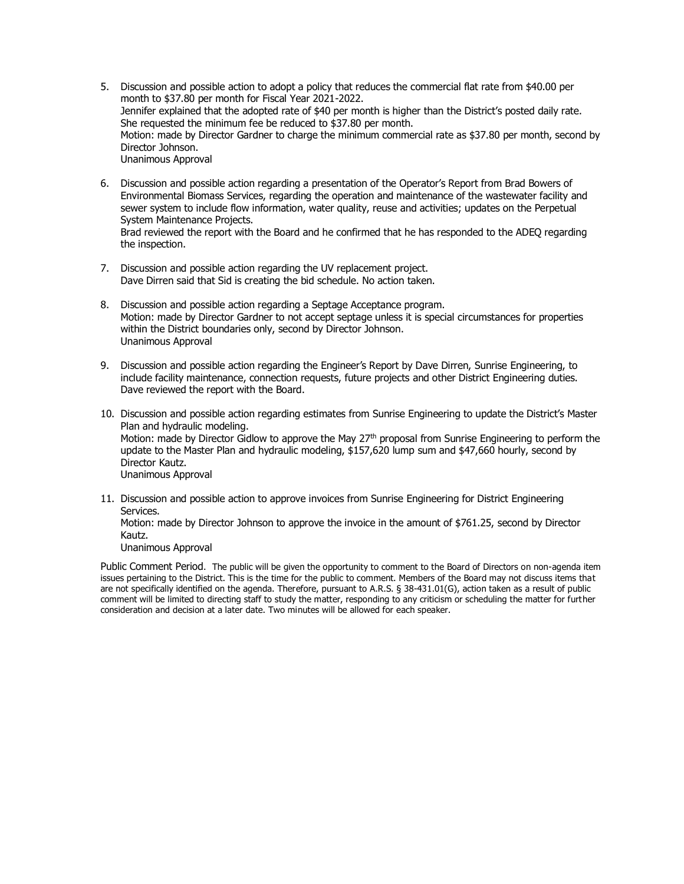5. Discussion and possible action to adopt a policy that reduces the commercial flat rate from $40.00 per month to $37.80 per month for Fiscal Year 2021-2022.
   Jennifer explained that the adopted rate of $40 per month is higher than the District's posted daily rate. She requested the minimum fee be reduced to $37.80 per month.
   Motion: made by Director Gardner to charge the minimum commercial rate as $37.80 per month, second by Director Johnson.
   Unanimous Approval

6. Discussion and possible action regarding a presentation of the Operator's Report from Brad Bowers of Environmental Biomass Services, regarding the operation and maintenance of the wastewater facility and sewer system to include flow information, water quality, reuse and activities; updates on the Perpetual System Maintenance Projects.
   Brad reviewed the report with the Board and he confirmed that he has responded to the ADEQ regarding the inspection.

7. Discussion and possible action regarding the UV replacement project.
   Dave Dirren said that Sid is creating the bid schedule. No action taken.

8. Discussion and possible action regarding a Septage Acceptance program.
   Motion: made by Director Gardner to not accept septage unless it is special circumstances for properties within the District boundaries only, second by Director Johnson.
   Unanimous Approval

9. Discussion and possible action regarding the Engineer's Report by Dave Dirren, Sunrise Engineering, to include facility maintenance, connection requests, future projects and other District Engineering duties.
   Dave reviewed the report with the Board.

10. Discussion and possible action regarding estimates from Sunrise Engineering to update the District's Master Plan and hydraulic modeling.
    Motion: made by Director Gidlow to approve the May 27th proposal from Sunrise Engineering to perform the update to the Master Plan and hydraulic modeling, $157,620 lump sum and $47,660 hourly, second by Director Kautz.
    Unanimous Approval

11. Discussion and possible action to approve invoices from Sunrise Engineering for District Engineering Services.
    Motion: made by Director Johnson to approve the invoice in the amount of $761.25, second by Director Kautz.
    Unanimous Approval

Public Comment Period. The public will be given the opportunity to comment to the Board of Directors on non-agenda item issues pertaining to the District. This is the time for the public to comment. Members of the Board may not discuss items that are not specifically identified on the agenda. Therefore, pursuant to A.R.S. § 38-431.01(G), action taken as a result of public comment will be limited to directing staff to study the matter, responding to any criticism or scheduling the matter for further consideration and decision at a later date. Two minutes will be allowed for each speaker.